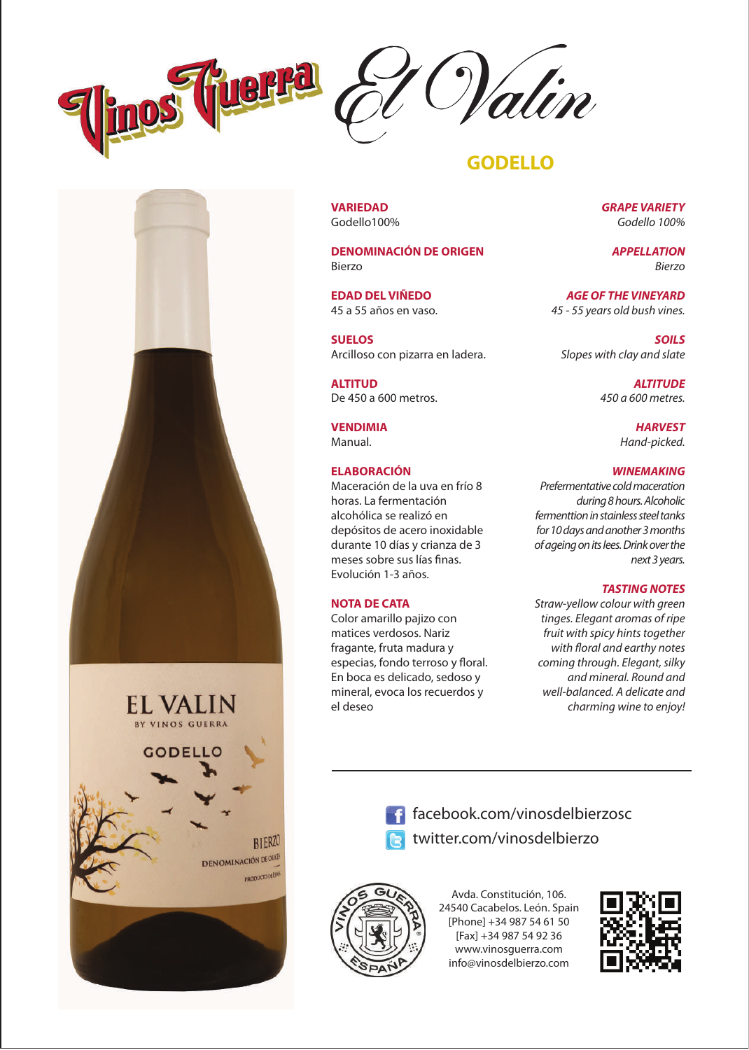# Vinos Guerra El Valin

## GODELLO

**VARIEDAD**
Godello100%

**DENOMINACIÓN DE ORIGEN**
Bierzo

**EDAD DEL VIÑEDO**
45 a 55 años en vaso.

**SUELOS**
Arcilloso con pizarra en ladera.

**ALTITUD**
De 450 a 600 metros.

**VENDIMIA**
Manual.

**ELABORACIÓN**
Maceración de la uva en frío 8 horas. La fermentación alcohólica se realizó en depósitos de acero inoxidable durante 10 días y crianza de 3 meses sobre sus lías finas. Evolución 1-3 años.

**NOTA DE CATA**
Color amarillo pajizo con matices verdosos. Nariz fragante, fruta madura y especias, fondo terroso y floral. En boca es delicado, sedoso y mineral, evoca los recuerdos y el deseo

***GRAPE VARIETY***
*Godello 100%*

***APPELLATION***
*Bierzo*

***AGE OF THE VINEYARD***
*45 - 55 years old bush vines.*

***SOILS***
*Slopes with clay and slate*

***ALTITUDE***
*450 a 600 metres.*

***HARVEST***
*Hand-picked.*

***WINEMAKING***
*Prefermentative cold maceration during 8 hours. Alcoholic fermenttion in stainless steel tanks for 10 days and another 3 months of ageing on its lees. Drink over the next 3 years.*

***TASTING NOTES***
*Straw-yellow colour with green tinges. Elegant aromas of ripe fruit with spicy hints together with floral and earthy notes coming through. Elegant, silky and mineral. Round and well-balanced. A delicate and charming wine to enjoy!*

---

facebook.com/vinosdelbierzosc
twitter.com/vinosdelbierzo

Avda. Constitución, 106.
24540 Cacabelos. León. Spain
[Phone] +34 987 54 61 50
[Fax] +34 987 54 92 36
www.vinosguerra.com
info@vinosdelbierzo.com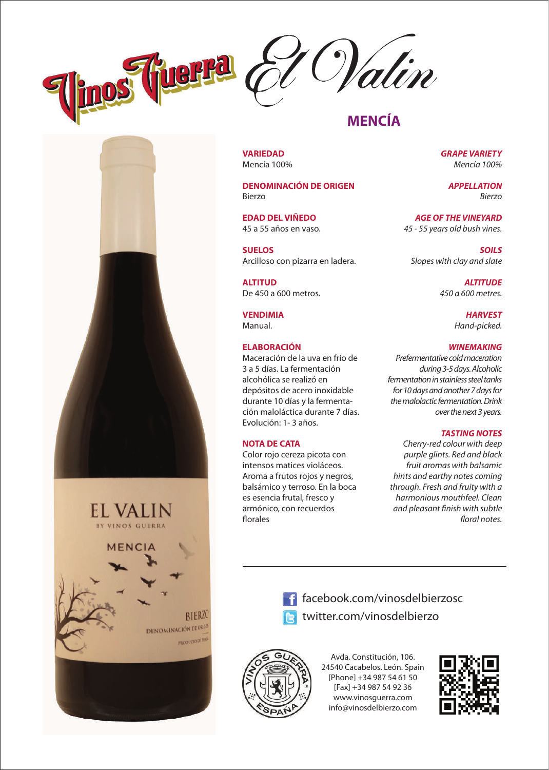# Vinos Guerra El Valin

## MENCÍA

**VARIEDAD**
Mencía 100%

**DENOMINACIÓN DE ORIGEN**
Bierzo

**EDAD DEL VIÑEDO**
45 a 55 años en vaso.

**SUELOS**
Arcilloso con pizarra en ladera.

**ALTITUD**
De 450 a 600 metros.

**VENDIMIA**
Manual.

**ELABORACIÓN**
Maceración de la uva en frío de 3 a 5 días. La fermentación alcohólica se realizó en depósitos de acero inoxidable durante 10 días y la fermentación maloláctica durante 7 días. Evolución: 1- 3 años.

**NOTA DE CATA**
Color rojo cereza picota con intensos matices violáceos. Aroma a frutos rojos y negros, balsámico y terroso. En la boca es esencia frutal, fresco y armónico, con recuerdos florales

***GRAPE VARIETY***
*Mencía 100%*

***APPELLATION***
*Bierzo*

***AGE OF THE VINEYARD***
*45 - 55 years old bush vines.*

***SOILS***
*Slopes with clay and slate*

***ALTITUDE***
*450 a 600 metres.*

***HARVEST***
*Hand-picked.*

***WINEMAKING***
*Prefermentative cold maceration during 3-5 days. Alcoholic fermentation in stainless steel tanks for 10 days and another 7 days for the malolactic fermentation. Drink over the next 3 years.*

***TASTING NOTES***
*Cherry-red colour with deep purple glints. Red and black fruit aromas with balsamic hints and earthy notes coming through. Fresh and fruity with a harmonious mouthfeel. Clean and pleasant finish with subtle floral notes.*

---

facebook.com/vinosdelbierzosc
twitter.com/vinosdelbierzo

Avda. Constitución, 106.
24540 Cacabelos. León. Spain
[Phone] +34 987 54 61 50
[Fax] +34 987 54 92 36
www.vinosguerra.com
info@vinosdelbierzo.com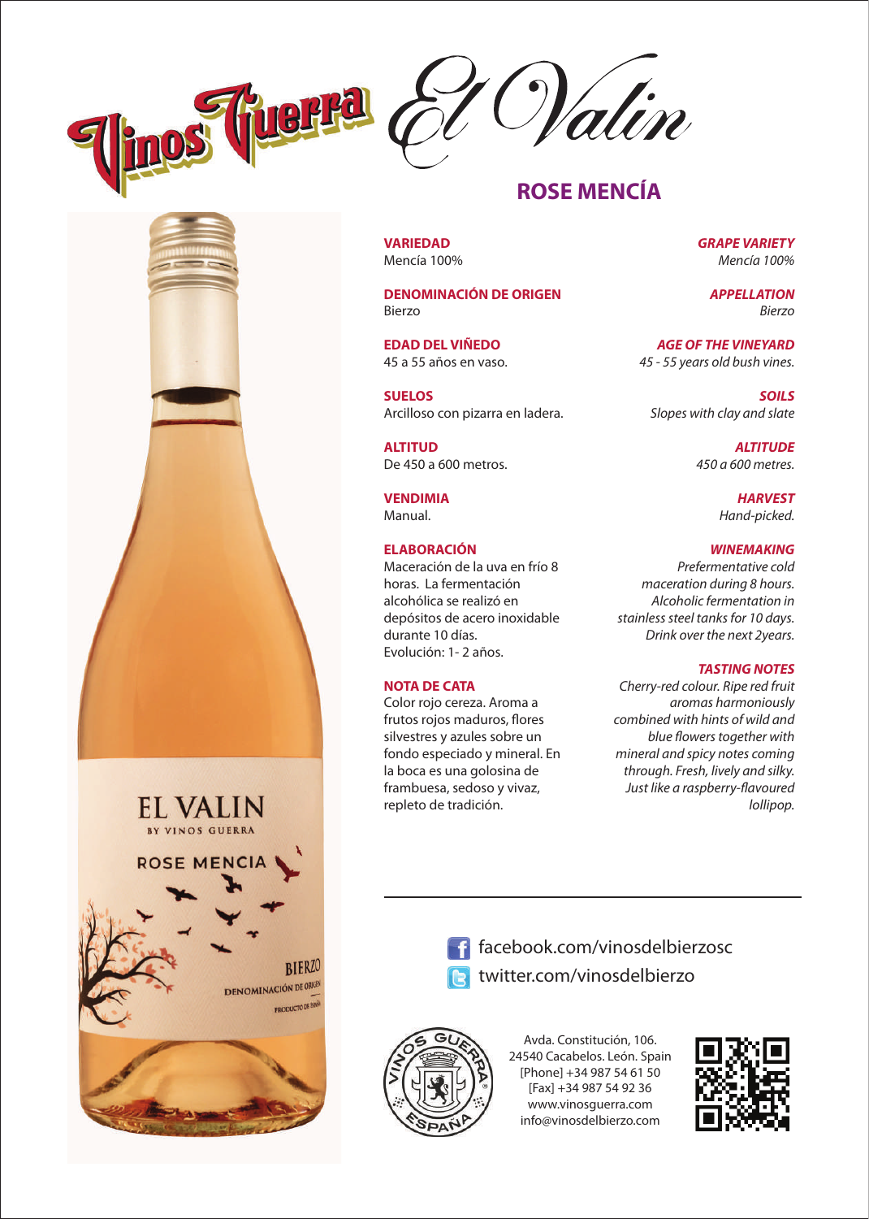# Vinos Guerra El Valin

## ROSE MENCÍA

**VARIEDAD**
Mencía 100%

**DENOMINACIÓN DE ORIGEN**
Bierzo

**EDAD DEL VIÑEDO**
45 a 55 años en vaso.

**SUELOS**
Arcilloso con pizarra en ladera.

**ALTITUD**
De 450 a 600 metros.

**VENDIMIA**
Manual.

**ELABORACIÓN**
Maceración de la uva en frío 8 horas. La fermentación alcohólica se realizó en depósitos de acero inoxidable durante 10 días.
Evolución: 1- 2 años.

**NOTA DE CATA**
Color rojo cereza. Aroma a frutos rojos maduros, flores silvestres y azules sobre un fondo especiado y mineral. En la boca es una golosina de frambuesa, sedoso y vivaz, repleto de tradición.

***GRAPE VARIETY***
*Mencía 100%*

***APPELLATION***
*Bierzo*

***AGE OF THE VINEYARD***
*45 - 55 years old bush vines.*

***SOILS***
*Slopes with clay and slate*

***ALTITUDE***
*450 a 600 metres.*

***HARVEST***
*Hand-picked.*

***WINEMAKING***
*Prefermentative cold maceration during 8 hours. Alcoholic fermentation in stainless steel tanks for 10 days. Drink over the next 2years.*

***TASTING NOTES***
*Cherry-red colour. Ripe red fruit aromas harmoniously combined with hints of wild and blue flowers together with mineral and spicy notes coming through. Fresh, lively and silky. Just like a raspberry-flavoured lollipop.*

---

facebook.com/vinosdelbierzosc
twitter.com/vinosdelbierzo

Avda. Constitución, 106.
24540 Cacabelos. León. Spain
[Phone] +34 987 54 61 50
[Fax] +34 987 54 92 36
www.vinosguerra.com
info@vinosdelbierzo.com